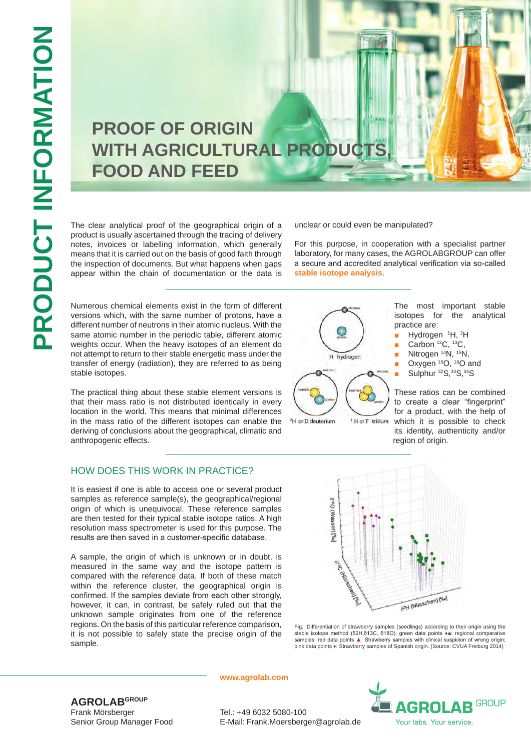PRODUCT INFORMATION

# PROOF OF ORIGIN WITH AGRICULTURAL PRODUCTS, FOOD AND FEED

The clear analytical proof of the geographical origin of a product is usually ascertained through the tracing of delivery notes, invoices or labelling information, which generally means that it is carried out on the basis of good faith through the inspection of documents. But what happens when gaps appear within the chain of documentation or the data is unclear or could even be manipulated?

For this purpose, in cooperation with a specialist partner laboratory, for many cases, the AGROLABGROUP can offer a secure and accredited analytical verification via so-called **stable isotope analysis**.

Numerous chemical elements exist in the form of different versions which, with the same number of protons, have a different number of neutrons in their atomic nucleus. With the same atomic number in the periodic table, different atomic weights occur. When the heavy isotopes of an element do not attempt to return to their stable energetic mass under the transfer of energy (radiation), they are referred to as being stable isotopes.

The practical thing about these stable element versions is that their mass ratio is not distributed identically in every location in the world. This means that minimal differences in the mass ratio of the different isotopes can enable the deriving of conclusions about the geographical, climatic and anthropogenic effects.

H hydrogen

$^2H$ or D deuterium

$^3H$ or T tritium

The most important stable isotopes for the analytical practice are:

- Hydrogen $^1H$, $^2H$
- Carbon $^{12}C$, $^{13}C$,
- Nitrogen $^{14}N$, $^{15}N$,
- Oxygen $^{16}O$, $^{18}O$ and
- Sulphur $^{32}S$, $^{33}S$, $^{34}S$

These ratios can be combined to create a clear "fingerprint" for a product, with the help of which it is possible to check its identity, authenticity and/or region of origin.

## HOW DOES THIS WORK IN PRACTICE?

It is easiest if one is able to access one or several product samples as reference sample(s), the geographical/regional origin of which is unequivocal. These reference samples are then tested for their typical stable isotope ratios. A high resolution mass spectrometer is used for this purpose. The results are then saved in a customer-specific database.

A sample, the origin of which is unknown or in doubt, is measured in the same way and the isotope pattern is compared with the reference data. If both of these match within the reference cluster, the geographical origin is confirmed. If the samples deviate from each other strongly, however, it can, in contrast, be safely ruled out that the unknown sample originates from one of the reference regions. On the basis of this particular reference comparison, it is not possible to safely state the precise origin of the sample.

Fig.: Differentiation of strawberry samples (seedlings) according to their origin using the stable isotope method (δ2H,δ13C, δ18O); green data points ●■: regional comparative samples; red data points ▲: Strawberry samples with clinical suspicion of wrong origin; pink data points ♦: Strawberry samples of Spanish origin. (Source: CVUA Freiburg 2014)

www.agrolab.com

**AGROLAB**GROUP
Frank Mörsberger
Senior Group Manager Food

Tel.: +49 6032 5080-100
E-Mail: Frank.Moersberger@agrolab.de

AGROLAB GROUP
Your labs. Your service.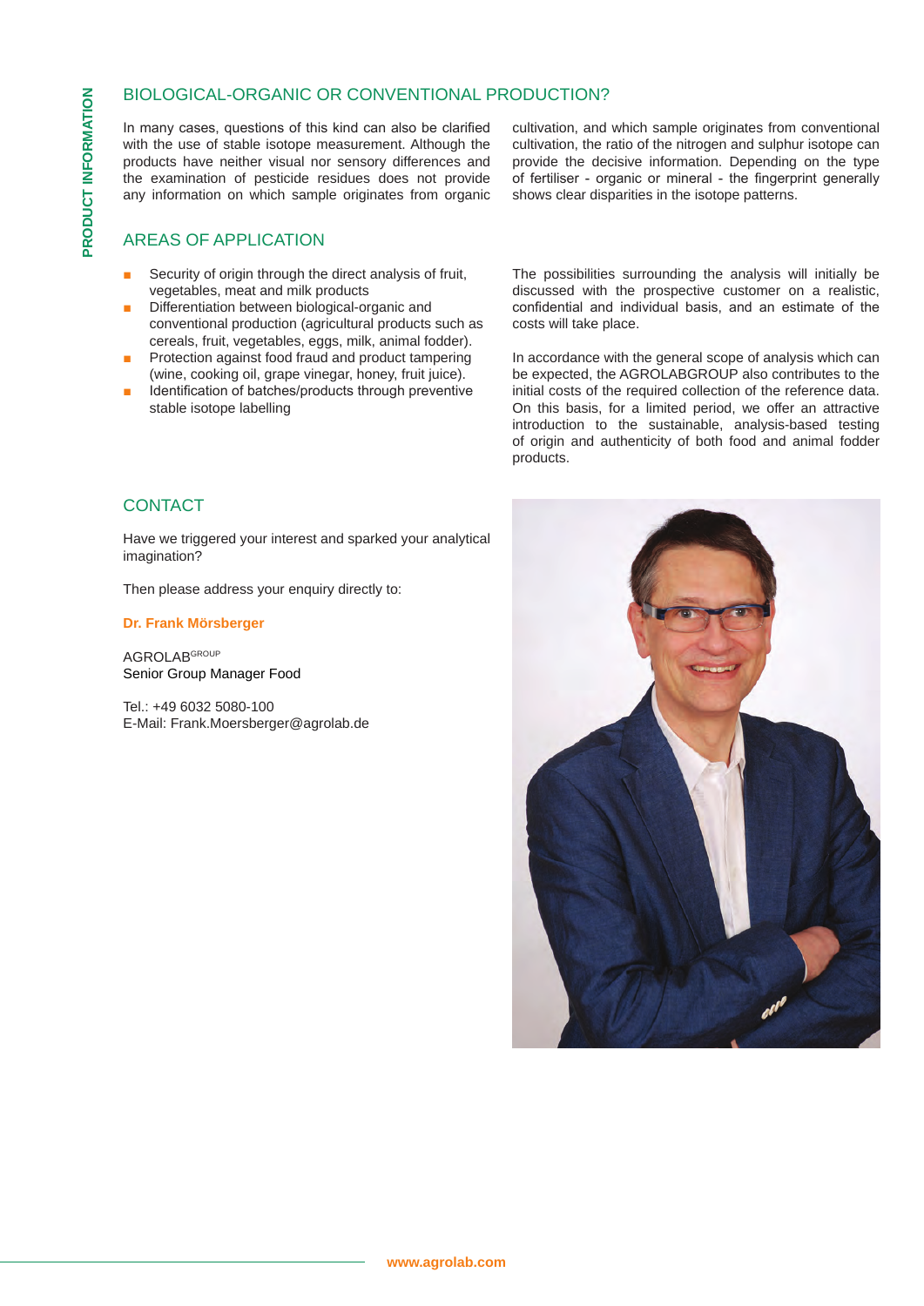## BIOLOGICAL-ORGANIC OR CONVENTIONAL PRODUCTION?

In many cases, questions of this kind can also be clarified with the use of stable isotope measurement. Although the products have neither visual nor sensory differences and the examination of pesticide residues does not provide any information on which sample originates from organic cultivation, and which sample originates from conventional cultivation, the ratio of the nitrogen and sulphur isotope can provide the decisive information. Depending on the type of fertiliser - organic or mineral - the fingerprint generally shows clear disparities in the isotope patterns.

## AREAS OF APPLICATION

- Security of origin through the direct analysis of fruit, vegetables, meat and milk products
- Differentiation between biological-organic and conventional production (agricultural products such as cereals, fruit, vegetables, eggs, milk, animal fodder).
- Protection against food fraud and product tampering (wine, cooking oil, grape vinegar, honey, fruit juice).
- Identification of batches/products through preventive stable isotope labelling

The possibilities surrounding the analysis will initially be discussed with the prospective customer on a realistic, confidential and individual basis, and an estimate of the costs will take place.

In accordance with the general scope of analysis which can be expected, the AGROLABGROUP also contributes to the initial costs of the required collection of the reference data. On this basis, for a limited period, we offer an attractive introduction to the sustainable, analysis-based testing of origin and authenticity of both food and animal fodder products.

## CONTACT

Have we triggered your interest and sparked your analytical imagination?

Then please address your enquiry directly to:

**Dr. Frank Mörsberger**

AGROLAB GROUP
Senior Group Manager Food

Tel.: +49 6032 5080-100
E-Mail: Frank.Moersberger@agrolab.de

www.agrolab.com